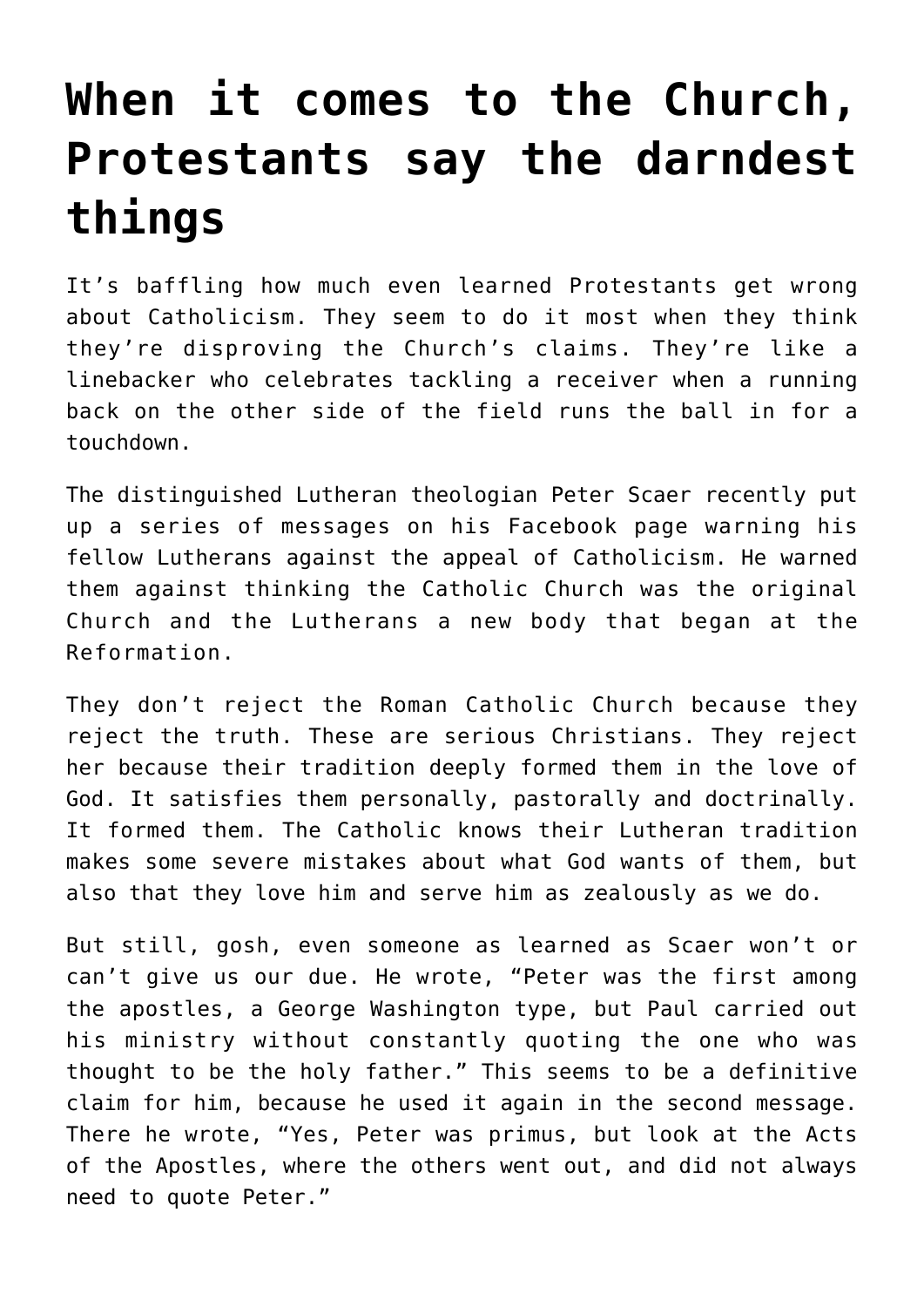# When it comes to the Church, Protestants say the darndest things

It's baffling how much even learned Protestants get wrong about Catholicism. They seem to do it most when they think they're disproving the Church's claims. They're like a linebacker who celebrates tackling a receiver when a running back on the other side of the field runs the ball in for a touchdown.

The distinguished Lutheran theologian Peter Scaer recently put up a series of messages on his Facebook page warning his fellow Lutherans against the appeal of Catholicism. He warned them against thinking the Catholic Church was the original Church and the Lutherans a new body that began at the Reformation.

They don't reject the Roman Catholic Church because they reject the truth. These are serious Christians. They reject her because their tradition deeply formed them in the love of God. It satisfies them personally, pastorally and doctrinally. It formed them. The Catholic knows their Lutheran tradition makes some severe mistakes about what God wants of them, but also that they love him and serve him as zealously as we do.

But still, gosh, even someone as learned as Scaer won't or can't give us our due. He wrote, "Peter was the first among the apostles, a George Washington type, but Paul carried out his ministry without constantly quoting the one who was thought to be the holy father." This seems to be a definitive claim for him, because he used it again in the second message. There he wrote, "Yes, Peter was primus, but look at the Acts of the Apostles, where the others went out, and did not always need to quote Peter."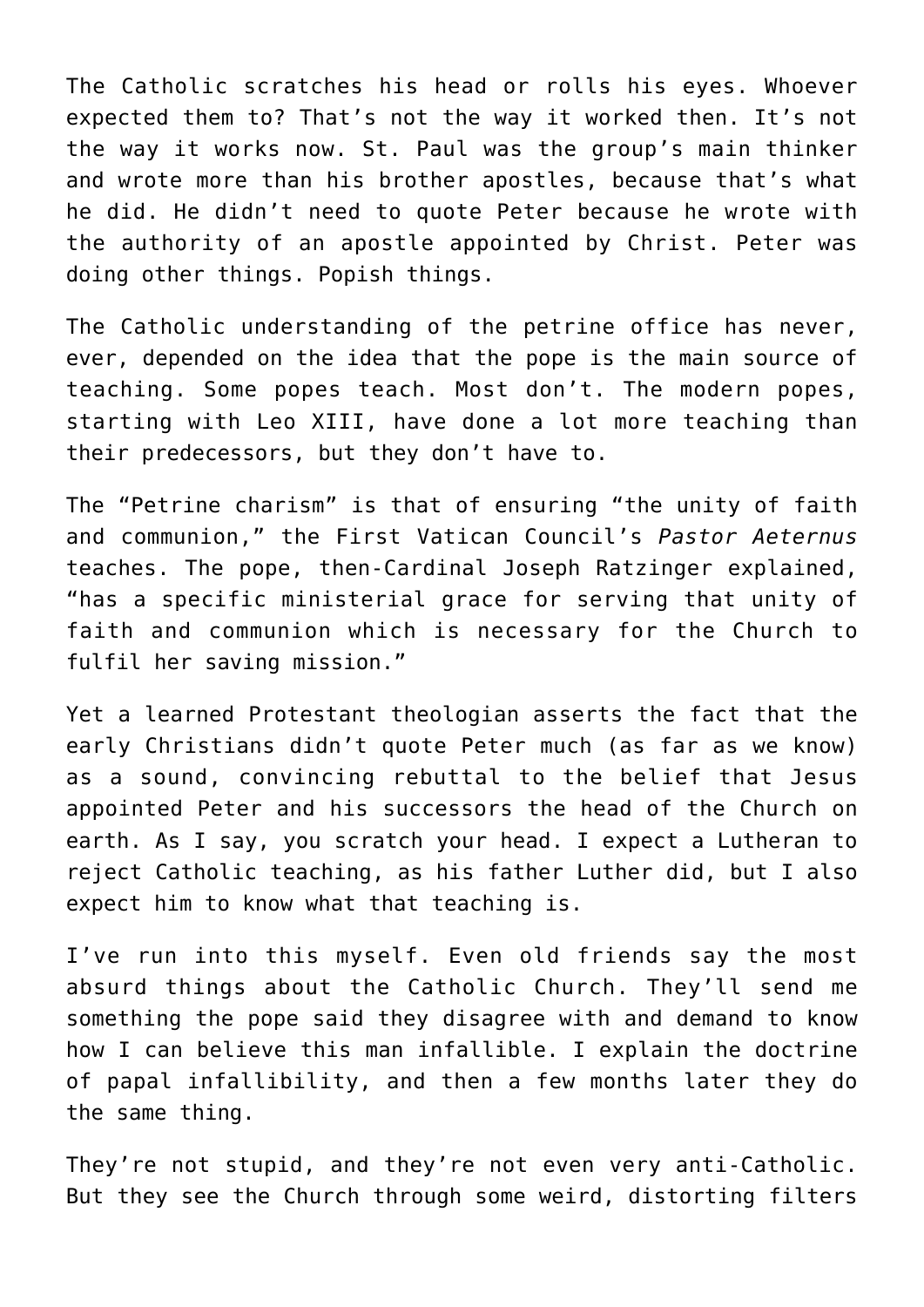The Catholic scratches his head or rolls his eyes. Whoever expected them to? That's not the way it worked then. It's not the way it works now. St. Paul was the group's main thinker and wrote more than his brother apostles, because that's what he did. He didn't need to quote Peter because he wrote with the authority of an apostle appointed by Christ. Peter was doing other things. Popish things.

The Catholic understanding of the petrine office has never, ever, depended on the idea that the pope is the main source of teaching. Some popes teach. Most don't. The modern popes, starting with Leo XIII, have done a lot more teaching than their predecessors, but they don't have to.

The "Petrine charism" is that of ensuring "the unity of faith and communion," the First Vatican Council's *Pastor Aeternus* teaches. The pope, then-Cardinal Joseph Ratzinger explained, "has a specific ministerial grace for serving that unity of faith and communion which is necessary for the Church to fulfil her saving mission."

Yet a learned Protestant theologian asserts the fact that the early Christians didn't quote Peter much (as far as we know) as a sound, convincing rebuttal to the belief that Jesus appointed Peter and his successors the head of the Church on earth. As I say, you scratch your head. I expect a Lutheran to reject Catholic teaching, as his father Luther did, but I also expect him to know what that teaching is.

I've run into this myself. Even old friends say the most absurd things about the Catholic Church. They'll send me something the pope said they disagree with and demand to know how I can believe this man infallible. I explain the doctrine of papal infallibility, and then a few months later they do the same thing.

They're not stupid, and they're not even very anti-Catholic. But they see the Church through some weird, distorting filters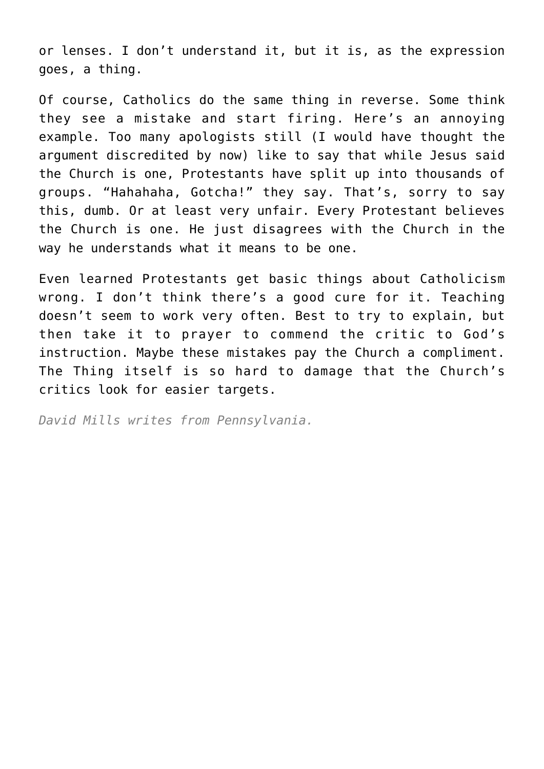or lenses. I don't understand it, but it is, as the expression goes, a thing.

Of course, Catholics do the same thing in reverse. Some think they see a mistake and start firing. Here's an annoying example. Too many apologists still (I would have thought the argument discredited by now) like to say that while Jesus said the Church is one, Protestants have split up into thousands of groups. "Hahahaha, Gotcha!" they say. That's, sorry to say this, dumb. Or at least very unfair. Every Protestant believes the Church is one. He just disagrees with the Church in the way he understands what it means to be one.

Even learned Protestants get basic things about Catholicism wrong. I don't think there's a good cure for it. Teaching doesn't seem to work very often. Best to try to explain, but then take it to prayer to commend the critic to God's instruction. Maybe these mistakes pay the Church a compliment. The Thing itself is so hard to damage that the Church's critics look for easier targets.

*David Mills writes from Pennsylvania.*